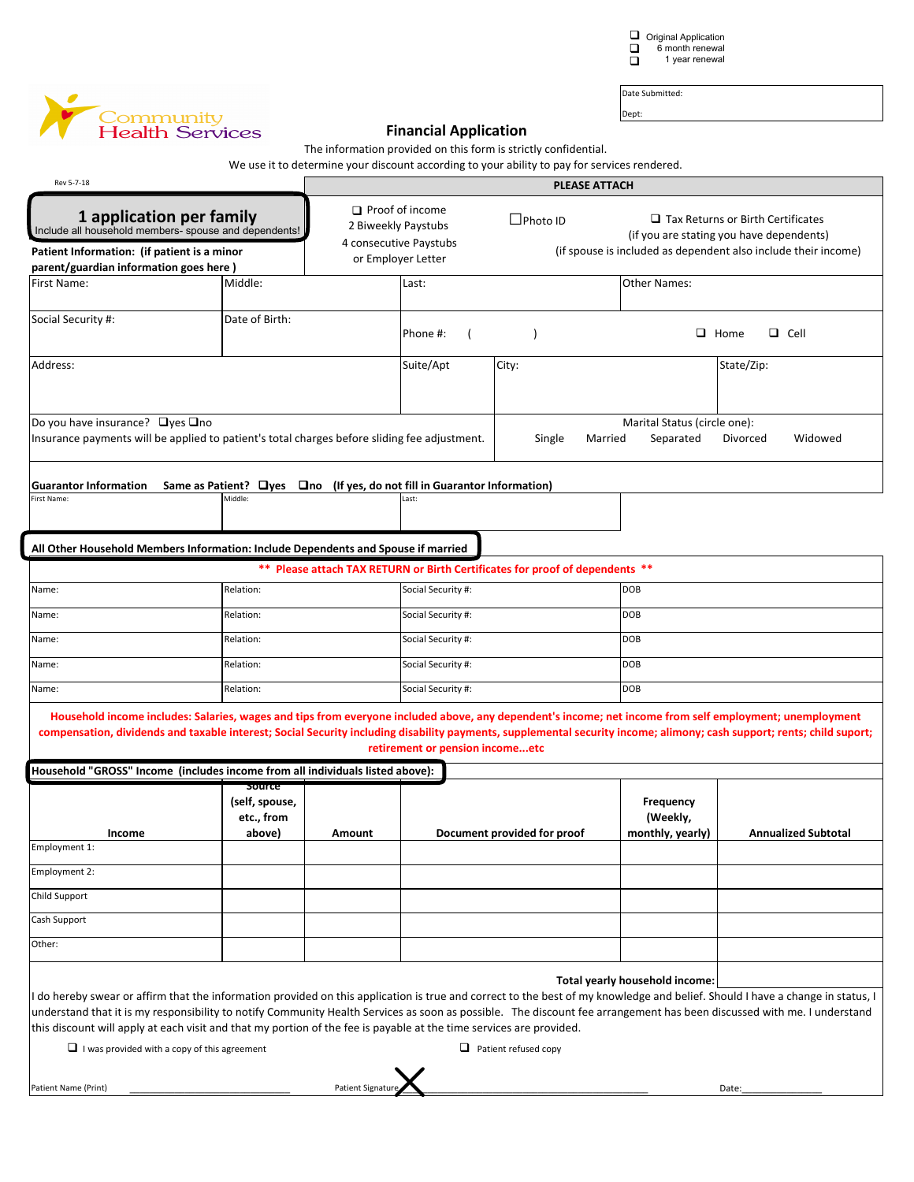- ☐ Original Application
- ☐ 6 month renewal
- ☐ 1 year renewal

Date Submitted:

Dept:

Community Health Services

# Financial Application

The information provided on this form is strictly confidential.

We use it to determine your discount according to your ability to pay for services rendered.

Rev 5-7-18

**PLEASE ATTACH**

- ☐ Proof of income: 2 Biweekly Paystubs, 4 consecutive Paystubs or Employer Letter
- ☐ Photo ID
- ☐ Tax Returns or Birth Certificates (if you are stating you have dependents) (if spouse is included as dependent also include their income)

## 1 application per family

Include all household members- spouse and dependents!

**Patient Information: (if patient is a minor parent/guardian information goes here )**

| First Name: | Middle: | Last: | Other Names: |
|---|---|---|---|
| Social Security #: | Date of Birth: | Phone #: ( ) | ☐ Home ☐ Cell |
| Address: | Suite/Apt | City: | State/Zip: |

Do you have insurance? ☐yes ☐no

Insurance payments will be applied to patient's total charges before sliding fee adjustment.

Marital Status (circle one): Single Married Separated Divorced Widowed

**Guarantor Information Same as Patient? ☐yes ☐no (If yes, do not fill in Guarantor Information)**

| First Name: | Middle: | Last: |
|---|---|---|
| | | |

**All Other Household Members Information: Include Dependents and Spouse if married**

**\*\* Please attach TAX RETURN or Birth Certificates for proof of dependents \*\***

| Name: | Relation: | Social Security #: | DOB |
|---|---|---|---|
| Name: | Relation: | Social Security #: | DOB |
| Name: | Relation: | Social Security #: | DOB |
| Name: | Relation: | Social Security #: | DOB |
| Name: | Relation: | Social Security #: | DOB |
| Name: | Relation: | Social Security #: | DOB |

**Household income includes: Salaries, wages and tips from everyone included above, any dependent's income; net income from self employment; unemployment compensation, dividends and taxable interest; Social Security including disability payments, supplemental security income; alimony; cash support; rents; child suport; retirement or pension income...etc**

**Household "GROSS" Income (includes income from all individuals listed above):**

| Income | Source (self, spouse, etc., from above) | Amount | Document provided for proof | Frequency (Weekly, monthly, yearly) | Annualized Subtotal |
|---|---|---|---|---|---|
| Employment 1: | | | | | |
| Employment 2: | | | | | |
| Child Support | | | | | |
| Cash Support | | | | | |
| Other: | | | | | |
| | | | | **Total yearly household income:** | |

I do hereby swear or affirm that the information provided on this application is true and correct to the best of my knowledge and belief. Should I have a change in status, I understand that it is my responsibility to notify Community Health Services as soon as possible. The discount fee arrangement has been discussed with me. I understand this discount will apply at each visit and that my portion of the fee is payable at the time services are provided.

☐ I was provided with a copy of this agreement ☐ Patient refused copy

Patient Name (Print) ____________________ Patient Signature X ____________________ Date: ____________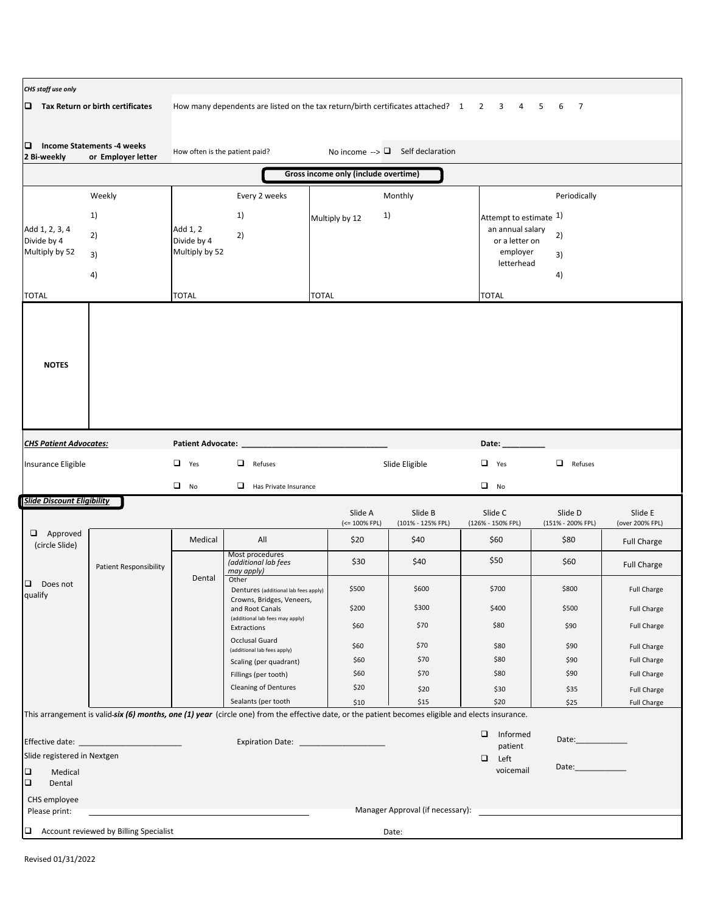*CHS staff use only*

| | | | |
|---|---|---|---|
| ☐ **Tax Return or birth certificates** | How many dependents are listed on the tax return/birth certificates attached? 1 2 3 4 5 6 7 | | |
| ☐ **Income Statements -4 weeks** **2 Bi-weekly or Employer letter** | How often is the patient paid? | No income --> ☐ Self declaration | |

**Gross income only (include overtime)**

| Weekly | | Every 2 weeks | | Monthly | | Periodically | |
|---|---|---|---|---|---|---|---|
| Add 1, 2, 3, 4 Divide by 4 Multiply by 52 | 1) 2) 3) 4) | Add 1, 2 Divide by 4 Multiply by 52 | 1) 2) | Multiply by 12 | 1) | Attempt to estimate an annual salary or a letter on employer letterhead | 1) 2) 3) 4) |
| TOTAL | | TOTAL | | TOTAL | | TOTAL | |

**NOTES**

***CHS Patient Advocates:*** **Patient Advocate:** ______________________________ **Date:** __________

| | | | | | |
|---|---|---|---|---|---|
| Insurance Eligible | ☐ Yes | ☐ Refuses | Slide Eligible | ☐ Yes | ☐ Refuses |
| | ☐ No | ☐ Has Private Insurance | | ☐ No | |

***Slide Discount Eligibility***

| | | | | Slide A (<= 100% FPL) | Slide B (101% - 125% FPL) | Slide C (126% - 150% FPL) | Slide D (151% - 200% FPL) | Slide E (over 200% FPL) |
|---|---|---|---|---|---|---|---|---|
| ☐ Approved (circle Slide) | Patient Responsibility | Medical | All | $20 | $40 | $60 | $80 | Full Charge |
| | | Dental | Most procedures *(additional lab fees may apply)* | $30 | $40 | $50 | $60 | Full Charge |
| ☐ Does not qualify | | | Other | | | | | |
| | | | Dentures (additional lab fees apply) | $500 | $600 | $700 | $800 | Full Charge |
| | | | Crowns, Bridges, Veneers, and Root Canals (additional lab fees may apply) | $200 | $300 | $400 | $500 | Full Charge |
| | | | Extractions | $60 | $70 | $80 | $90 | Full Charge |
| | | | Occlusal Guard (additional lab fees apply) | $60 | $70 | $80 | $90 | Full Charge |
| | | | Scaling (per quadrant) | $60 | $70 | $80 | $90 | Full Charge |
| | | | Fillings (per tooth) | $60 | $70 | $80 | $90 | Full Charge |
| | | | Cleaning of Dentures | $20 | $20 | $30 | $35 | Full Charge |
| | | | Sealants (per tooth | $10 | $15 | $20 | $25 | Full Charge |

This arrangement is valid ***six (6) months, one (1) year*** (circle one) from the effective date, or the patient becomes eligible and elects insurance.

Effective date: ______________________ Expiration Date: ____________________

☐ Informed patient Date:___________

☐ Left voicemail Date:___________

Slide registered in Nextgen

☐ Medical
☐ Dental

CHS employee Please print: ______________________________ Manager Approval (if necessary): ______________________________

☐ Account reviewed by Billing Specialist Date:

Revised 01/31/2022